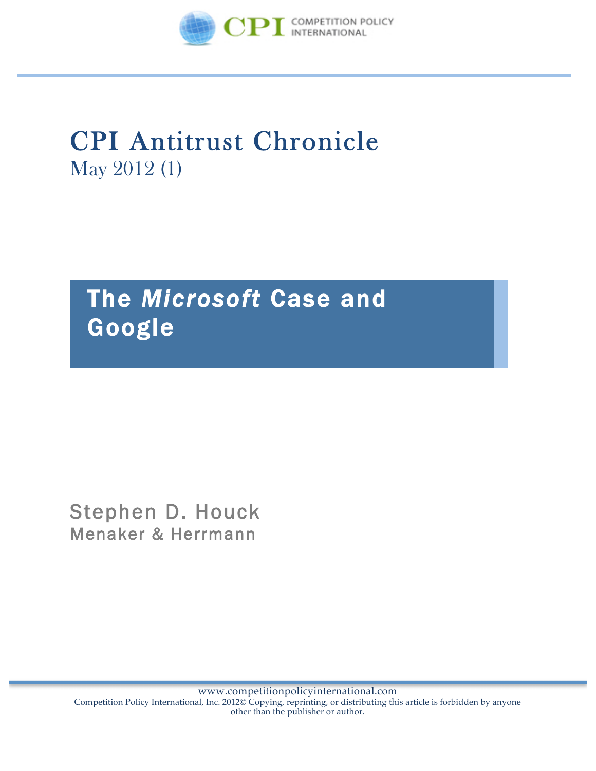CPI COMPETITION POLICY INTERNATIONAL

# CPI Antitrust Chronicle
May 2012 (1)

## The *Microsoft* Case and Google

Stephen D. Houck
Menaker & Herrmann

www.competitionpolicyinternational.com
Competition Policy International, Inc. 2012© Copying, reprinting, or distributing this article is forbidden by anyone other than the publisher or author.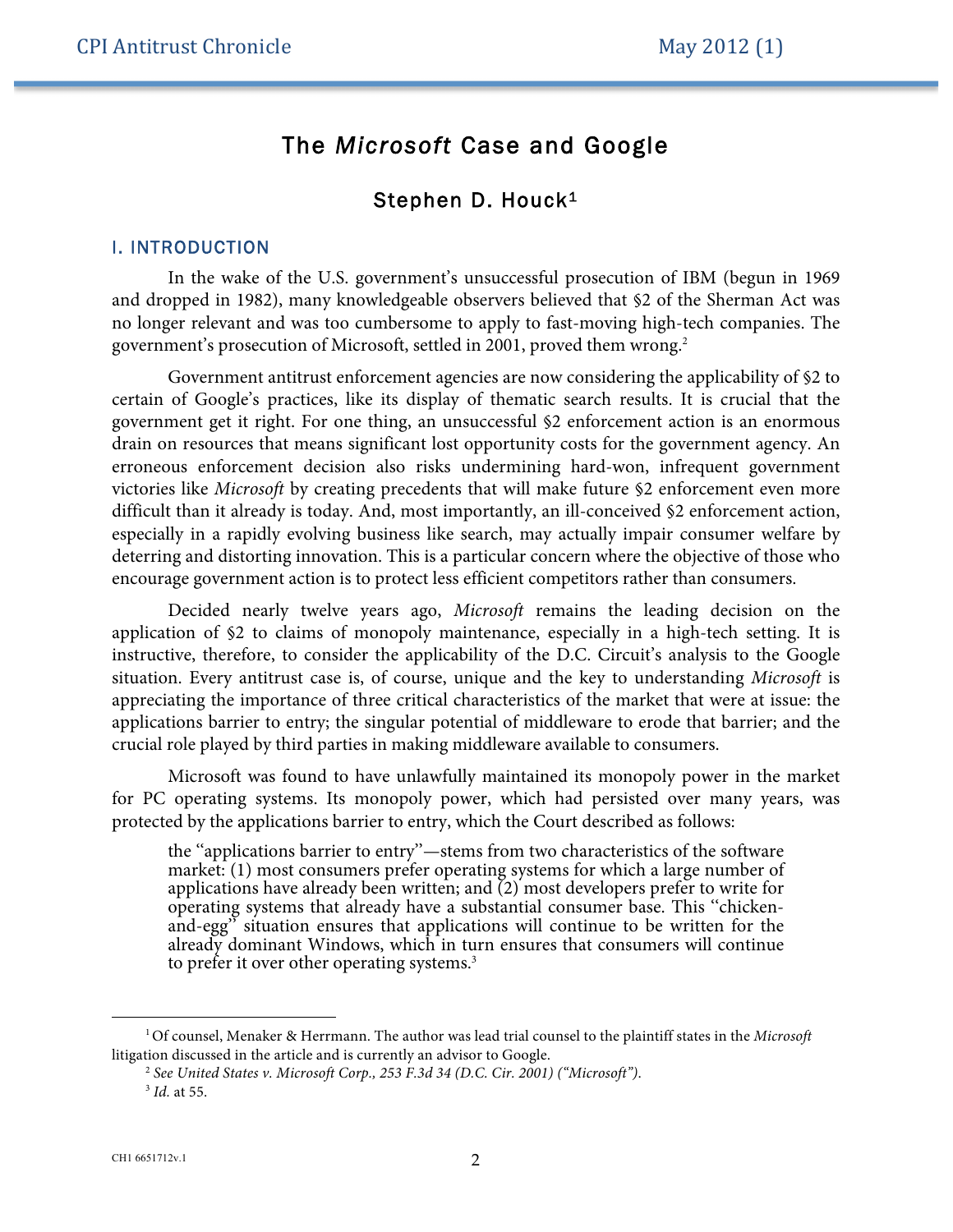# The *Microsoft* Case and Google

## Stephen D. Houck[1]

### I. INTRODUCTION

In the wake of the U.S. government's unsuccessful prosecution of IBM (begun in 1969 and dropped in 1982), many knowledgeable observers believed that §2 of the Sherman Act was no longer relevant and was too cumbersome to apply to fast-moving high-tech companies. The government's prosecution of Microsoft, settled in 2001, proved them wrong.[2]

Government antitrust enforcement agencies are now considering the applicability of §2 to certain of Google's practices, like its display of thematic search results. It is crucial that the government get it right. For one thing, an unsuccessful §2 enforcement action is an enormous drain on resources that means significant lost opportunity costs for the government agency. An erroneous enforcement decision also risks undermining hard-won, infrequent government victories like *Microsoft* by creating precedents that will make future §2 enforcement even more difficult than it already is today. And, most importantly, an ill-conceived §2 enforcement action, especially in a rapidly evolving business like search, may actually impair consumer welfare by deterring and distorting innovation. This is a particular concern where the objective of those who encourage government action is to protect less efficient competitors rather than consumers.

Decided nearly twelve years ago, *Microsoft* remains the leading decision on the application of §2 to claims of monopoly maintenance, especially in a high-tech setting. It is instructive, therefore, to consider the applicability of the D.C. Circuit's analysis to the Google situation. Every antitrust case is, of course, unique and the key to understanding *Microsoft* is appreciating the importance of three critical characteristics of the market that were at issue: the applications barrier to entry; the singular potential of middleware to erode that barrier; and the crucial role played by third parties in making middleware available to consumers.

Microsoft was found to have unlawfully maintained its monopoly power in the market for PC operating systems. Its monopoly power, which had persisted over many years, was protected by the applications barrier to entry, which the Court described as follows:

> the "applications barrier to entry"—stems from two characteristics of the software market: (1) most consumers prefer operating systems for which a large number of applications have already been written; and (2) most developers prefer to write for operating systems that already have a substantial consumer base. This "chicken-and-egg" situation ensures that applications will continue to be written for the already dominant Windows, which in turn ensures that consumers will continue to prefer it over other operating systems.[3]

---

[1] Of counsel, Menaker & Herrmann. The author was lead trial counsel to the plaintiff states in the *Microsoft* litigation discussed in the article and is currently an advisor to Google.

[2] *See United States v. Microsoft Corp., 253 F.3d 34 (D.C. Cir. 2001) ("Microsoft").*

[3] *Id.* at 55.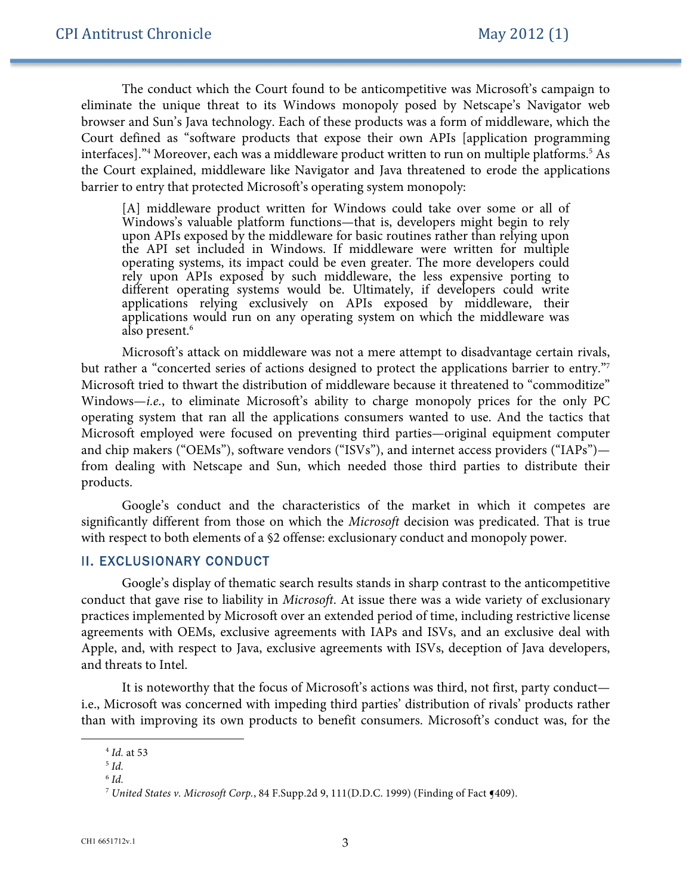The conduct which the Court found to be anticompetitive was Microsoft's campaign to eliminate the unique threat to its Windows monopoly posed by Netscape's Navigator web browser and Sun's Java technology. Each of these products was a form of middleware, which the Court defined as "software products that expose their own APIs [application programming interfaces]."[4] Moreover, each was a middleware product written to run on multiple platforms.[5] As the Court explained, middleware like Navigator and Java threatened to erode the applications barrier to entry that protected Microsoft's operating system monopoly:

> [A] middleware product written for Windows could take over some or all of Windows's valuable platform functions—that is, developers might begin to rely upon APIs exposed by the middleware for basic routines rather than relying upon the API set included in Windows. If middleware were written for multiple operating systems, its impact could be even greater. The more developers could rely upon APIs exposed by such middleware, the less expensive porting to different operating systems would be. Ultimately, if developers could write applications relying exclusively on APIs exposed by middleware, their applications would run on any operating system on which the middleware was also present.[6]

Microsoft's attack on middleware was not a mere attempt to disadvantage certain rivals, but rather a "concerted series of actions designed to protect the applications barrier to entry."[7] Microsoft tried to thwart the distribution of middleware because it threatened to "commoditize" Windows—*i.e.*, to eliminate Microsoft's ability to charge monopoly prices for the only PC operating system that ran all the applications consumers wanted to use. And the tactics that Microsoft employed were focused on preventing third parties—original equipment computer and chip makers ("OEMs"), software vendors ("ISVs"), and internet access providers ("IAPs")—from dealing with Netscape and Sun, which needed those third parties to distribute their products.

Google's conduct and the characteristics of the market in which it competes are significantly different from those on which the *Microsoft* decision was predicated. That is true with respect to both elements of a §2 offense: exclusionary conduct and monopoly power.

## II. EXCLUSIONARY CONDUCT

Google's display of thematic search results stands in sharp contrast to the anticompetitive conduct that gave rise to liability in *Microsoft*. At issue there was a wide variety of exclusionary practices implemented by Microsoft over an extended period of time, including restrictive license agreements with OEMs, exclusive agreements with IAPs and ISVs, and an exclusive deal with Apple, and, with respect to Java, exclusive agreements with ISVs, deception of Java developers, and threats to Intel.

It is noteworthy that the focus of Microsoft's actions was third, not first, party conduct—i.e., Microsoft was concerned with impeding third parties' distribution of rivals' products rather than with improving its own products to benefit consumers. Microsoft's conduct was, for the

---

[4] *Id.* at 53

[5] *Id.*

[6] *Id.*

[7] *United States v. Microsoft Corp.*, 84 F.Supp.2d 9, 111(D.D.C. 1999) (Finding of Fact ¶409).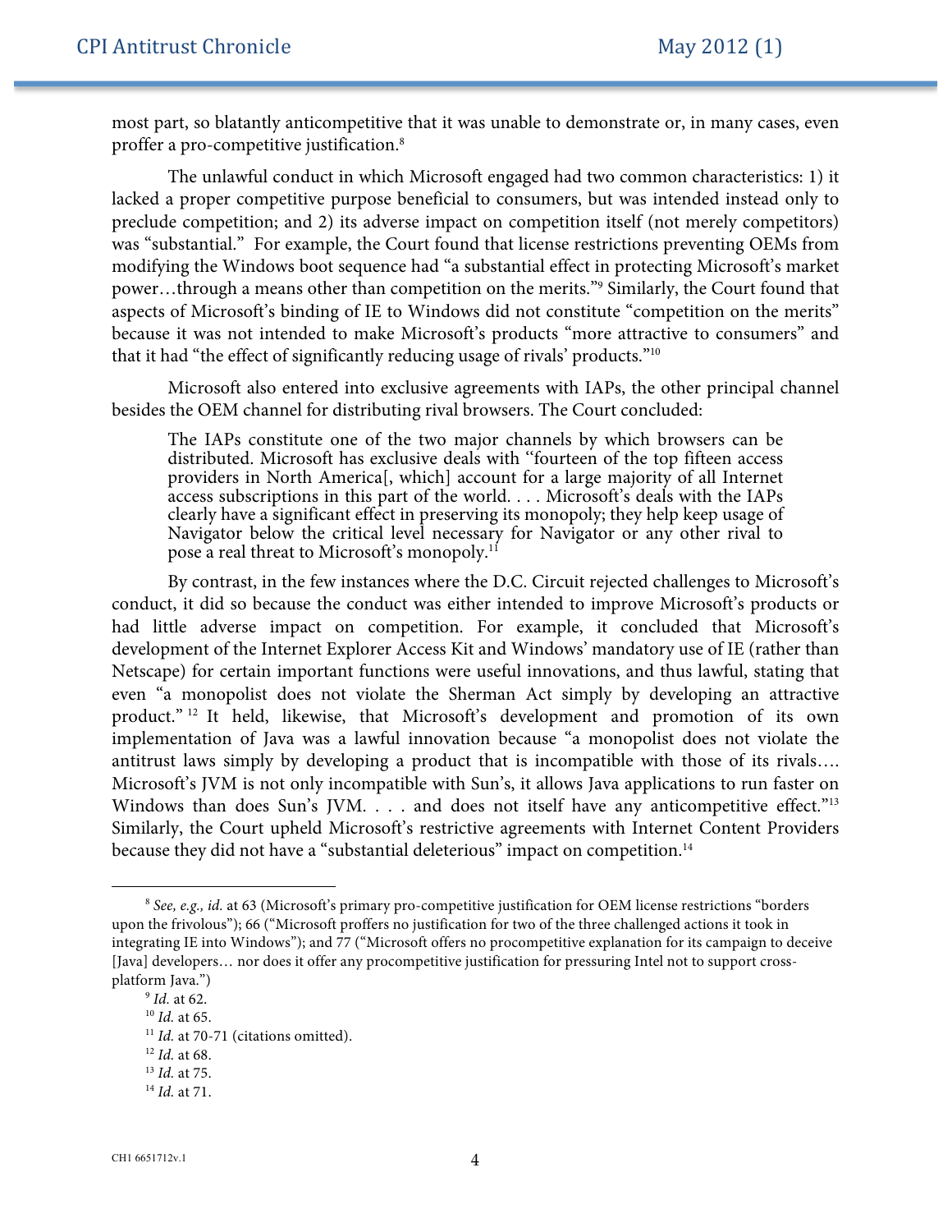most part, so blatantly anticompetitive that it was unable to demonstrate or, in many cases, even proffer a pro-competitive justification.[8]

The unlawful conduct in which Microsoft engaged had two common characteristics: 1) it lacked a proper competitive purpose beneficial to consumers, but was intended instead only to preclude competition; and 2) its adverse impact on competition itself (not merely competitors) was "substantial." For example, the Court found that license restrictions preventing OEMs from modifying the Windows boot sequence had "a substantial effect in protecting Microsoft's market power…through a means other than competition on the merits."[9] Similarly, the Court found that aspects of Microsoft's binding of IE to Windows did not constitute "competition on the merits" because it was not intended to make Microsoft's products "more attractive to consumers" and that it had "the effect of significantly reducing usage of rivals' products."[10]

Microsoft also entered into exclusive agreements with IAPs, the other principal channel besides the OEM channel for distributing rival browsers. The Court concluded:

> The IAPs constitute one of the two major channels by which browsers can be distributed. Microsoft has exclusive deals with "fourteen of the top fifteen access providers in North America[, which] account for a large majority of all Internet access subscriptions in this part of the world. . . . Microsoft's deals with the IAPs clearly have a significant effect in preserving its monopoly; they help keep usage of Navigator below the critical level necessary for Navigator or any other rival to pose a real threat to Microsoft's monopoly.[11]

By contrast, in the few instances where the D.C. Circuit rejected challenges to Microsoft's conduct, it did so because the conduct was either intended to improve Microsoft's products or had little adverse impact on competition. For example, it concluded that Microsoft's development of the Internet Explorer Access Kit and Windows' mandatory use of IE (rather than Netscape) for certain important functions were useful innovations, and thus lawful, stating that even "a monopolist does not violate the Sherman Act simply by developing an attractive product."[12] It held, likewise, that Microsoft's development and promotion of its own implementation of Java was a lawful innovation because "a monopolist does not violate the antitrust laws simply by developing a product that is incompatible with those of its rivals…. Microsoft's JVM is not only incompatible with Sun's, it allows Java applications to run faster on Windows than does Sun's JVM. . . . and does not itself have any anticompetitive effect."[13] Similarly, the Court upheld Microsoft's restrictive agreements with Internet Content Providers because they did not have a "substantial deleterious" impact on competition.[14]

---

[8] *See, e.g., id.* at 63 (Microsoft's primary pro-competitive justification for OEM license restrictions "borders upon the frivolous"); 66 ("Microsoft proffers no justification for two of the three challenged actions it took in integrating IE into Windows"); and 77 ("Microsoft offers no procompetitive explanation for its campaign to deceive [Java] developers… nor does it offer any procompetitive justification for pressuring Intel not to support cross-platform Java.")

[9] *Id.* at 62.

[10] *Id.* at 65.

[11] *Id.* at 70-71 (citations omitted).

[12] *Id.* at 68.

[13] *Id.* at 75.

[14] *Id.* at 71.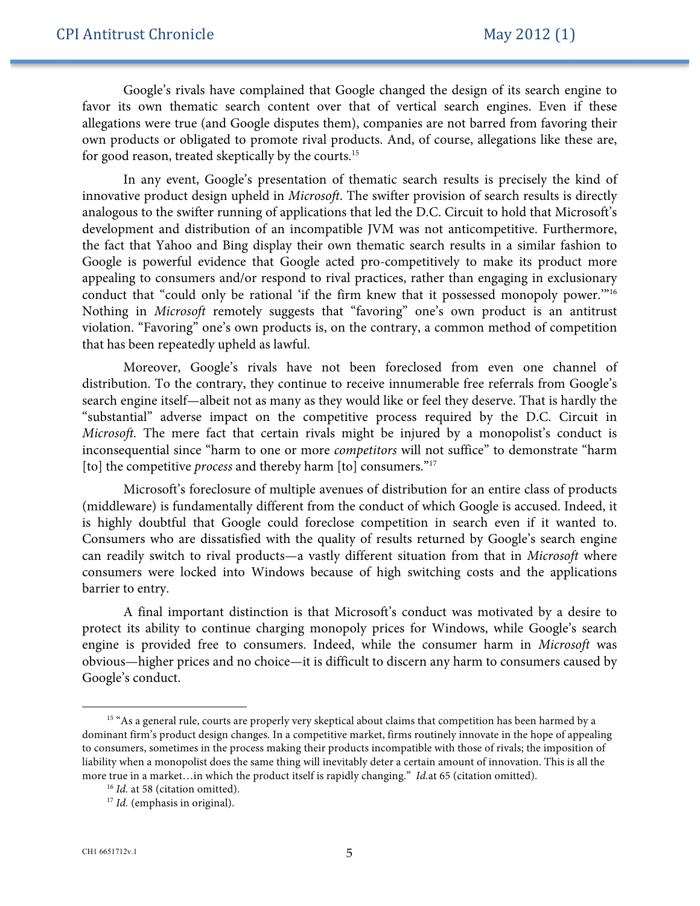Google's rivals have complained that Google changed the design of its search engine to favor its own thematic search content over that of vertical search engines. Even if these allegations were true (and Google disputes them), companies are not barred from favoring their own products or obligated to promote rival products. And, of course, allegations like these are, for good reason, treated skeptically by the courts.[15]

In any event, Google's presentation of thematic search results is precisely the kind of innovative product design upheld in *Microsoft*. The swifter provision of search results is directly analogous to the swifter running of applications that led the D.C. Circuit to hold that Microsoft's development and distribution of an incompatible JVM was not anticompetitive. Furthermore, the fact that Yahoo and Bing display their own thematic search results in a similar fashion to Google is powerful evidence that Google acted pro-competitively to make its product more appealing to consumers and/or respond to rival practices, rather than engaging in exclusionary conduct that "could only be rational 'if the firm knew that it possessed monopoly power.'"[16] Nothing in *Microsoft* remotely suggests that "favoring" one's own product is an antitrust violation. "Favoring" one's own products is, on the contrary, a common method of competition that has been repeatedly upheld as lawful.

Moreover, Google's rivals have not been foreclosed from even one channel of distribution. To the contrary, they continue to receive innumerable free referrals from Google's search engine itself—albeit not as many as they would like or feel they deserve. That is hardly the "substantial" adverse impact on the competitive process required by the D.C. Circuit in *Microsoft*. The mere fact that certain rivals might be injured by a monopolist's conduct is inconsequential since "harm to one or more *competitors* will not suffice" to demonstrate "harm [to] the competitive *process* and thereby harm [to] consumers."[17]

Microsoft's foreclosure of multiple avenues of distribution for an entire class of products (middleware) is fundamentally different from the conduct of which Google is accused. Indeed, it is highly doubtful that Google could foreclose competition in search even if it wanted to. Consumers who are dissatisfied with the quality of results returned by Google's search engine can readily switch to rival products—a vastly different situation from that in *Microsoft* where consumers were locked into Windows because of high switching costs and the applications barrier to entry.

A final important distinction is that Microsoft's conduct was motivated by a desire to protect its ability to continue charging monopoly prices for Windows, while Google's search engine is provided free to consumers. Indeed, while the consumer harm in *Microsoft* was obvious—higher prices and no choice—it is difficult to discern any harm to consumers caused by Google's conduct.

---

[15] "As a general rule, courts are properly very skeptical about claims that competition has been harmed by a dominant firm's product design changes. In a competitive market, firms routinely innovate in the hope of appealing to consumers, sometimes in the process making their products incompatible with those of rivals; the imposition of liability when a monopolist does the same thing will inevitably deter a certain amount of innovation. This is all the more true in a market…in which the product itself is rapidly changing." *Id.* at 65 (citation omitted).

[16] *Id.* at 58 (citation omitted).

[17] *Id.* (emphasis in original).

CH1 6651712v.1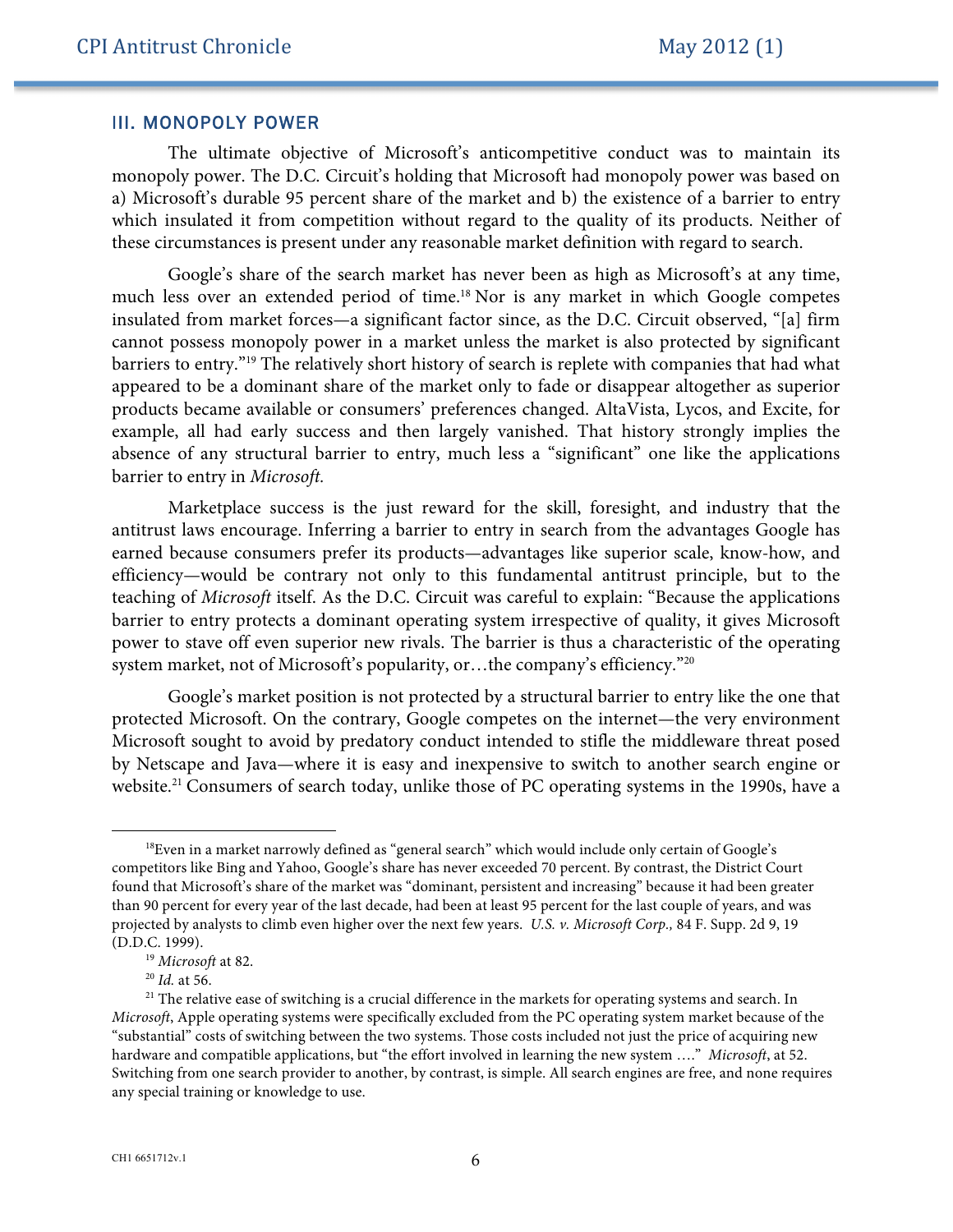### III. MONOPOLY POWER

The ultimate objective of Microsoft's anticompetitive conduct was to maintain its monopoly power. The D.C. Circuit's holding that Microsoft had monopoly power was based on a) Microsoft's durable 95 percent share of the market and b) the existence of a barrier to entry which insulated it from competition without regard to the quality of its products. Neither of these circumstances is present under any reasonable market definition with regard to search.

Google's share of the search market has never been as high as Microsoft's at any time, much less over an extended period of time.[18] Nor is any market in which Google competes insulated from market forces—a significant factor since, as the D.C. Circuit observed, "[a] firm cannot possess monopoly power in a market unless the market is also protected by significant barriers to entry."[19] The relatively short history of search is replete with companies that had what appeared to be a dominant share of the market only to fade or disappear altogether as superior products became available or consumers' preferences changed. AltaVista, Lycos, and Excite, for example, all had early success and then largely vanished. That history strongly implies the absence of any structural barrier to entry, much less a "significant" one like the applications barrier to entry in *Microsoft.*

Marketplace success is the just reward for the skill, foresight, and industry that the antitrust laws encourage. Inferring a barrier to entry in search from the advantages Google has earned because consumers prefer its products—advantages like superior scale, know-how, and efficiency—would be contrary not only to this fundamental antitrust principle, but to the teaching of *Microsoft* itself. As the D.C. Circuit was careful to explain: "Because the applications barrier to entry protects a dominant operating system irrespective of quality, it gives Microsoft power to stave off even superior new rivals. The barrier is thus a characteristic of the operating system market, not of Microsoft's popularity, or…the company's efficiency."[20]

Google's market position is not protected by a structural barrier to entry like the one that protected Microsoft. On the contrary, Google competes on the internet—the very environment Microsoft sought to avoid by predatory conduct intended to stifle the middleware threat posed by Netscape and Java—where it is easy and inexpensive to switch to another search engine or website.[21] Consumers of search today, unlike those of PC operating systems in the 1990s, have a

---

[18] Even in a market narrowly defined as "general search" which would include only certain of Google's competitors like Bing and Yahoo, Google's share has never exceeded 70 percent. By contrast, the District Court found that Microsoft's share of the market was "dominant, persistent and increasing" because it had been greater than 90 percent for every year of the last decade, had been at least 95 percent for the last couple of years, and was projected by analysts to climb even higher over the next few years. *U.S. v. Microsoft Corp.,* 84 F. Supp. 2d 9, 19 (D.D.C. 1999).

[19] *Microsoft* at 82.

[20] *Id.* at 56.

[21] The relative ease of switching is a crucial difference in the markets for operating systems and search. In *Microsoft*, Apple operating systems were specifically excluded from the PC operating system market because of the "substantial" costs of switching between the two systems. Those costs included not just the price of acquiring new hardware and compatible applications, but "the effort involved in learning the new system …." *Microsoft*, at 52. Switching from one search provider to another, by contrast, is simple. All search engines are free, and none requires any special training or knowledge to use.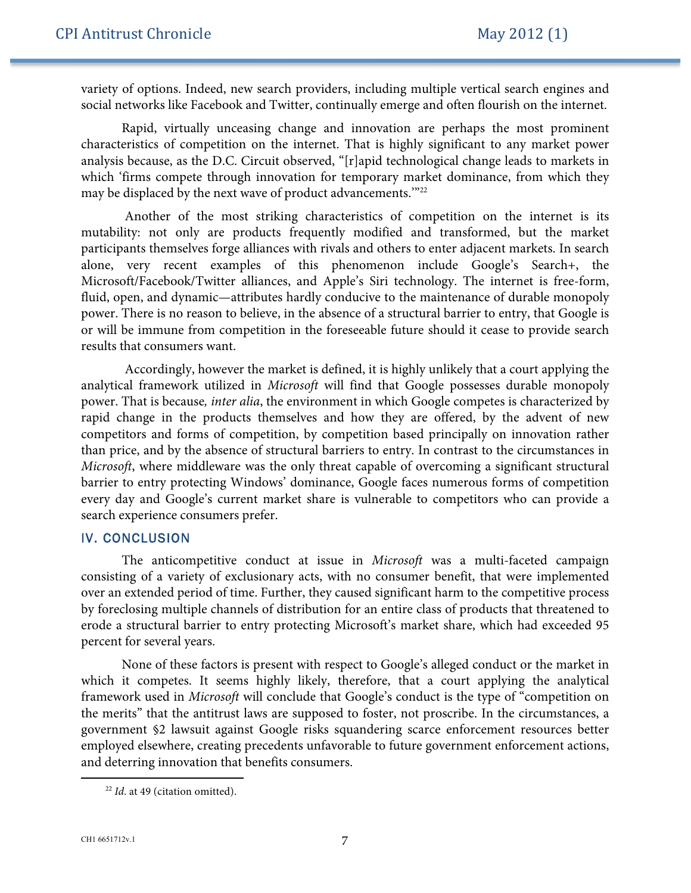variety of options. Indeed, new search providers, including multiple vertical search engines and social networks like Facebook and Twitter, continually emerge and often flourish on the internet.

Rapid, virtually unceasing change and innovation are perhaps the most prominent characteristics of competition on the internet. That is highly significant to any market power analysis because, as the D.C. Circuit observed, "[r]apid technological change leads to markets in which 'firms compete through innovation for temporary market dominance, from which they may be displaced by the next wave of product advancements.'"[22]

Another of the most striking characteristics of competition on the internet is its mutability: not only are products frequently modified and transformed, but the market participants themselves forge alliances with rivals and others to enter adjacent markets. In search alone, very recent examples of this phenomenon include Google's Search+, the Microsoft/Facebook/Twitter alliances, and Apple's Siri technology. The internet is free-form, fluid, open, and dynamic—attributes hardly conducive to the maintenance of durable monopoly power. There is no reason to believe, in the absence of a structural barrier to entry, that Google is or will be immune from competition in the foreseeable future should it cease to provide search results that consumers want.

Accordingly, however the market is defined, it is highly unlikely that a court applying the analytical framework utilized in *Microsoft* will find that Google possesses durable monopoly power. That is because*, inter alia*, the environment in which Google competes is characterized by rapid change in the products themselves and how they are offered, by the advent of new competitors and forms of competition, by competition based principally on innovation rather than price, and by the absence of structural barriers to entry. In contrast to the circumstances in *Microsoft*, where middleware was the only threat capable of overcoming a significant structural barrier to entry protecting Windows' dominance, Google faces numerous forms of competition every day and Google's current market share is vulnerable to competitors who can provide a search experience consumers prefer.

## IV. CONCLUSION

The anticompetitive conduct at issue in *Microsoft* was a multi-faceted campaign consisting of a variety of exclusionary acts, with no consumer benefit, that were implemented over an extended period of time. Further, they caused significant harm to the competitive process by foreclosing multiple channels of distribution for an entire class of products that threatened to erode a structural barrier to entry protecting Microsoft's market share, which had exceeded 95 percent for several years.

None of these factors is present with respect to Google's alleged conduct or the market in which it competes. It seems highly likely, therefore, that a court applying the analytical framework used in *Microsoft* will conclude that Google's conduct is the type of "competition on the merits" that the antitrust laws are supposed to foster, not proscribe. In the circumstances, a government §2 lawsuit against Google risks squandering scarce enforcement resources better employed elsewhere, creating precedents unfavorable to future government enforcement actions, and deterring innovation that benefits consumers.

---

[22] *Id*. at 49 (citation omitted).

CH1 6651712v.1